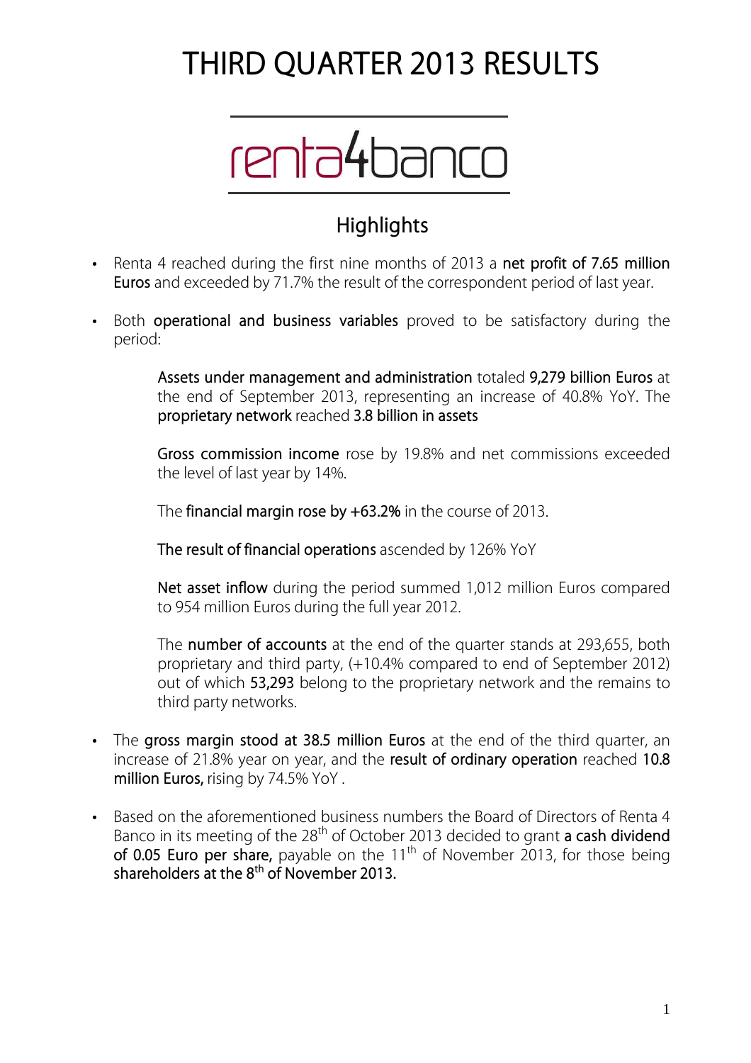# THIRD QUARTER 2013 RESULTS

renta4banco

## Highlights

- Renta 4 reached during the first nine months of 2013 a **net profit of 7.65 million Euros** and exceeded by 71.7% the result of the correspondent period of last year.

- Both **operational and business variables** proved to be satisfactory during the period:

  **Assets under management and administration** totaled **9,279 billion Euros** at the end of September 2013, representing an increase of 40.8% YoY. The **proprietary network** reached **3.8 billion in assets**

  **Gross commission income** rose by 19.8% and net commissions exceeded the level of last year by 14%.

  The **financial margin rose by +63.2%** in the course of 2013.

  **The result of financial operations** ascended by 126% YoY

  **Net asset inflow** during the period summed 1,012 million Euros compared to 954 million Euros during the full year 2012.

  The **number of accounts** at the end of the quarter stands at 293,655, both proprietary and third party, (+10.4% compared to end of September 2012) out of which **53,293** belong to the proprietary network and the remains to third party networks.

- The **gross margin stood at 38.5 million Euros** at the end of the third quarter, an increase of 21.8% year on year, and the **result of ordinary operation** reached **10.8 million Euros,** rising by 74.5% YoY .

- Based on the aforementioned business numbers the Board of Directors of Renta 4 Banco in its meeting of the 28th of October 2013 decided to grant **a cash dividend of 0.05 Euro per share,** payable on the 11th of November 2013, for those being **shareholders at the 8th of November 2013.**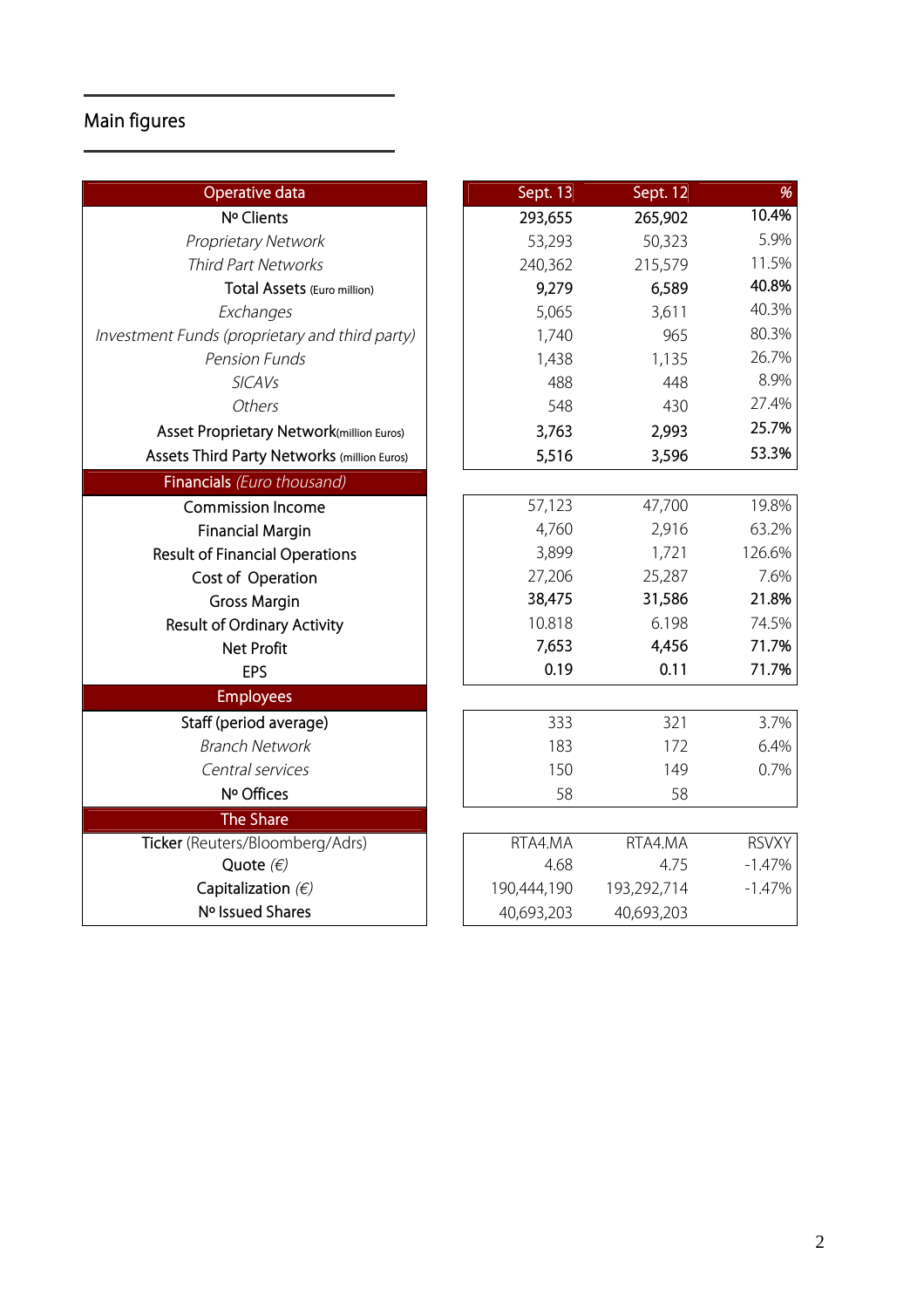## Main figures

| Operative data | Sept. 13 | Sept. 12 | % |
|---|---|---|---|
| **Nº Clients** | **293,655** | **265,902** | **10.4%** |
| *Proprietary Network* | 53,293 | 50,323 | 5.9% |
| *Third Part Networks* | 240,362 | 215,579 | 11.5% |
| **Total Assets** (Euro million) | **9,279** | **6,589** | **40.8%** |
| *Exchanges* | 5,065 | 3,611 | 40.3% |
| *Investment Funds (proprietary and third party)* | 1,740 | 965 | 80.3% |
| *Pension Funds* | 1,438 | 1,135 | 26.7% |
| *SICAVs* | 488 | 448 | 8.9% |
| *Others* | 548 | 430 | 27.4% |
| **Asset Proprietary Network**(million Euros) | **3,763** | **2,993** | **25.7%** |
| **Assets Third Party Networks** (million Euros) | **5,516** | **3,596** | **53.3%** |
| **Financials** *(Euro thousand)* | | | |
| Commission Income | 57,123 | 47,700 | 19.8% |
| Financial Margin | 4,760 | 2,916 | 63.2% |
| Result of Financial Operations | 3,899 | 1,721 | 126.6% |
| Cost of Operation | 27,206 | 25,287 | 7.6% |
| **Gross Margin** | **38,475** | **31,586** | **21.8%** |
| Result of Ordinary Activity | 10.818 | 6.198 | 74.5% |
| **Net Profit** | **7,653** | **4,456** | **71.7%** |
| **EPS** | **0.19** | **0.11** | **71.7%** |
| **Employees** | | | |
| Staff (period average) | 333 | 321 | 3.7% |
| *Branch Network* | 183 | 172 | 6.4% |
| *Central services* | 150 | 149 | 0.7% |
| Nº Offices | 58 | 58 | |
| **The Share** | | | |
| Ticker (Reuters/Bloomberg/Adrs) | RTA4.MA | RTA4.MA | RSVXY |
| Quote *(€)* | 4.68 | 4.75 | -1.47% |
| Capitalization *(€)* | 190,444,190 | 193,292,714 | -1.47% |
| Nº Issued Shares | 40,693,203 | 40,693,203 | |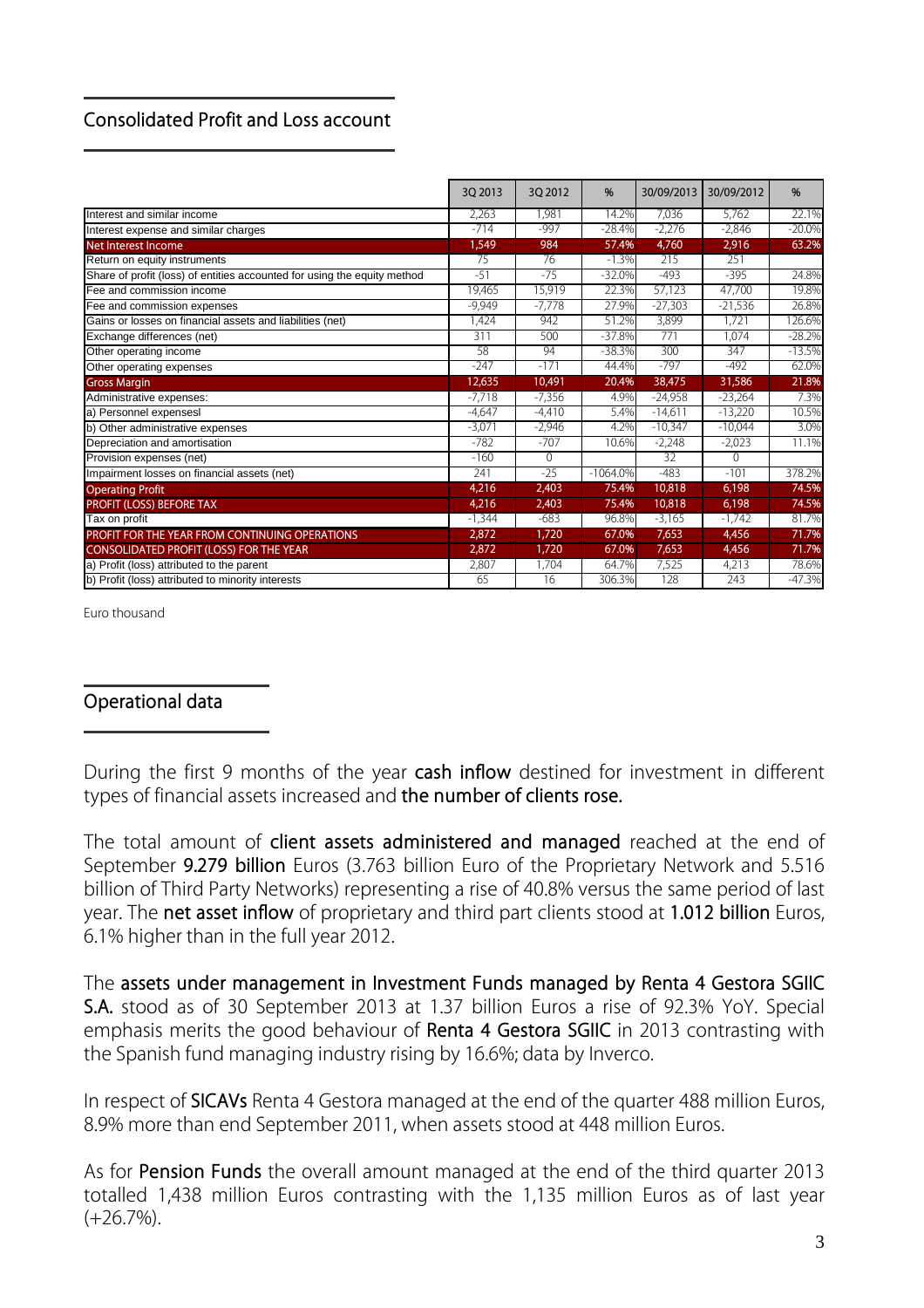## Consolidated Profit and Loss account

| | 3Q 2013 | 3Q 2012 | % | 30/09/2013 | 30/09/2012 | % |
|---|---|---|---|---|---|---|
| Interest and similar income | 2,263 | 1,981 | 14.2% | 7,036 | 5,762 | 22.1% |
| Interest expense and similar charges | -714 | -997 | -28.4% | -2,276 | -2,846 | -20.0% |
| **Net Interest Income** | **1,549** | **984** | **57.4%** | **4,760** | **2,916** | **63.2%** |
| Return on equity instruments | 75 | 76 | -1.3% | 215 | 251 | |
| Share of profit (loss) of entities accounted for using the equity method | -51 | -75 | -32.0% | -493 | -395 | 24.8% |
| Fee and commission income | 19,465 | 15,919 | 22.3% | 57,123 | 47,700 | 19.8% |
| Fee and commission expenses | -9,949 | -7,778 | 27.9% | -27,303 | -21,536 | 26.8% |
| Gains or losses on financial assets and liabilities (net) | 1,424 | 942 | 51.2% | 3,899 | 1,721 | 126.6% |
| Exchange differences (net) | 311 | 500 | -37.8% | 771 | 1,074 | -28.2% |
| Other operating income | 58 | 94 | -38.3% | 300 | 347 | -13.5% |
| Other operating expenses | -247 | -171 | 44.4% | -797 | -492 | 62.0% |
| **Gross Margin** | **12,635** | **10,491** | **20.4%** | **38,475** | **31,586** | **21.8%** |
| Administrative expenses: | -7,718 | -7,356 | 4.9% | -24,958 | -23,264 | 7.3% |
| a) Personnel expensesl | -4,647 | -4,410 | 5.4% | -14,611 | -13,220 | 10.5% |
| b) Other administrative expenses | -3,071 | -2,946 | 4.2% | -10,347 | -10,044 | 3.0% |
| Depreciation and amortisation | -782 | -707 | 10.6% | -2,248 | -2,023 | 11.1% |
| Provision expenses (net) | -160 | 0 | | 32 | 0 | |
| Impairment losses on financial assets (net) | 241 | -25 | -1064.0% | -483 | -101 | 378.2% |
| **Operating Profit** | **4,216** | **2,403** | **75.4%** | **10,818** | **6,198** | **74.5%** |
| **PROFIT (LOSS) BEFORE TAX** | **4,216** | **2,403** | **75.4%** | **10,818** | **6,198** | **74.5%** |
| Tax on profit | -1,344 | -683 | 96.8% | -3,165 | -1,742 | 81.7% |
| **PROFIT FOR THE YEAR FROM CONTINUING OPERATIONS** | **2,872** | **1,720** | **67.0%** | **7,653** | **4,456** | **71.7%** |
| **CONSOLIDATED PROFIT (LOSS) FOR THE YEAR** | **2,872** | **1,720** | **67.0%** | **7,653** | **4,456** | **71.7%** |
| a) Profit (loss) attributed to the parent | 2,807 | 1,704 | 64.7% | 7,525 | 4,213 | 78.6% |
| b) Profit (loss) attributed to minority interests | 65 | 16 | 306.3% | 128 | 243 | -47.3% |

Euro thousand

## Operational data

During the first 9 months of the year **cash inflow** destined for investment in different types of financial assets increased and **the number of clients rose.**

The total amount of **client assets administered and managed** reached at the end of September **9.279 billion** Euros (3.763 billion Euro of the Proprietary Network and 5.516 billion of Third Party Networks) representing a rise of 40.8% versus the same period of last year. The **net asset inflow** of proprietary and third part clients stood at **1.012 billion** Euros, 6.1% higher than in the full year 2012.

The **assets under management in Investment Funds managed by Renta 4 Gestora SGIIC S.A.** stood as of 30 September 2013 at 1.37 billion Euros a rise of 92.3% YoY. Special emphasis merits the good behaviour of **Renta 4 Gestora SGIIC** in 2013 contrasting with the Spanish fund managing industry rising by 16.6%; data by Inverco.

In respect of **SICAVs** Renta 4 Gestora managed at the end of the quarter 488 million Euros, 8.9% more than end September 2011, when assets stood at 448 million Euros.

As for **Pension Funds** the overall amount managed at the end of the third quarter 2013 totalled 1,438 million Euros contrasting with the 1,135 million Euros as of last year (+26.7%).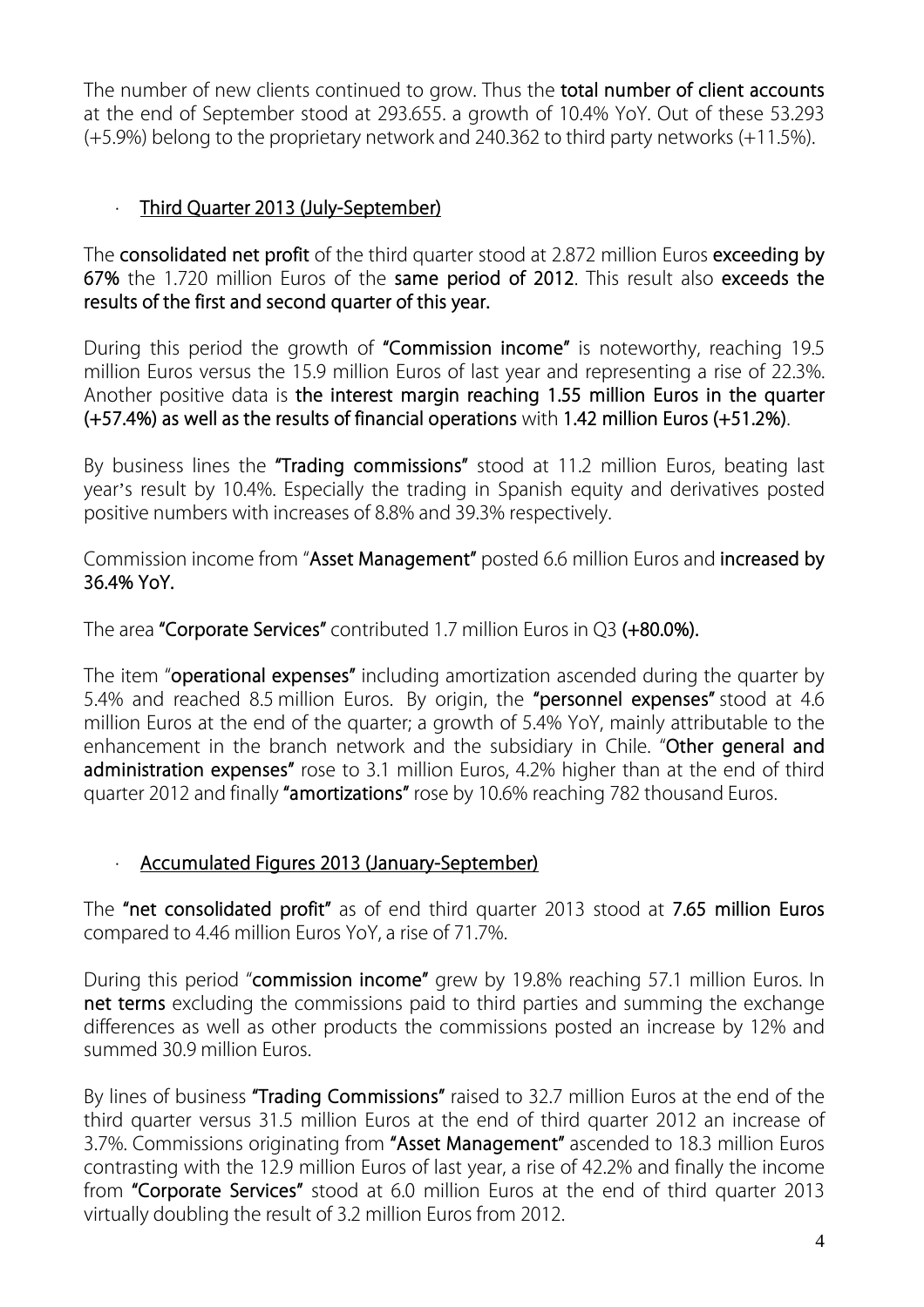The number of new clients continued to grow. Thus the **total number of client accounts** at the end of September stood at 293.655. a growth of 10.4% YoY. Out of these 53.293 (+5.9%) belong to the proprietary network and 240.362 to third party networks (+11.5%).

- Third Quarter 2013 (July-September)

The **consolidated net profit** of the third quarter stood at 2.872 million Euros **exceeding by 67%** the 1.720 million Euros of the **same period of 2012**. This result also **exceeds the results of the first and second quarter of this year.**

During this period the growth of **"Commission income"** is noteworthy, reaching 19.5 million Euros versus the 15.9 million Euros of last year and representing a rise of 22.3%. Another positive data is **the interest margin reaching 1.55 million Euros in the quarter (+57.4%) as well as the results of financial operations** with **1.42 million Euros (+51.2%)**.

By business lines the **"Trading commissions"** stood at 11.2 million Euros, beating last year's result by 10.4%. Especially the trading in Spanish equity and derivatives posted positive numbers with increases of 8.8% and 39.3% respectively.

Commission income from "**Asset Management"** posted 6.6 million Euros and **increased by 36.4% YoY.**

The area **"Corporate Services"** contributed 1.7 million Euros in Q3 **(+80.0%).**

The item "**operational expenses"** including amortization ascended during the quarter by 5.4% and reached 8.5 million Euros. By origin, the **"personnel expenses"** stood at 4.6 million Euros at the end of the quarter; a growth of 5.4% YoY, mainly attributable to the enhancement in the branch network and the subsidiary in Chile. "**Other general and administration expenses"** rose to 3.1 million Euros, 4.2% higher than at the end of third quarter 2012 and finally **"amortizations"** rose by 10.6% reaching 782 thousand Euros.

- Accumulated Figures 2013 (January-September)

The **"net consolidated profit"** as of end third quarter 2013 stood at **7.65 million Euros** compared to 4.46 million Euros YoY, a rise of 71.7%.

During this period "**commission income"** grew by 19.8% reaching 57.1 million Euros. In **net terms** excluding the commissions paid to third parties and summing the exchange differences as well as other products the commissions posted an increase by 12% and summed 30.9 million Euros.

By lines of business **"Trading Commissions"** raised to 32.7 million Euros at the end of the third quarter versus 31.5 million Euros at the end of third quarter 2012 an increase of 3.7%. Commissions originating from **"Asset Management"** ascended to 18.3 million Euros contrasting with the 12.9 million Euros of last year, a rise of 42.2% and finally the income from **"Corporate Services"** stood at 6.0 million Euros at the end of third quarter 2013 virtually doubling the result of 3.2 million Euros from 2012.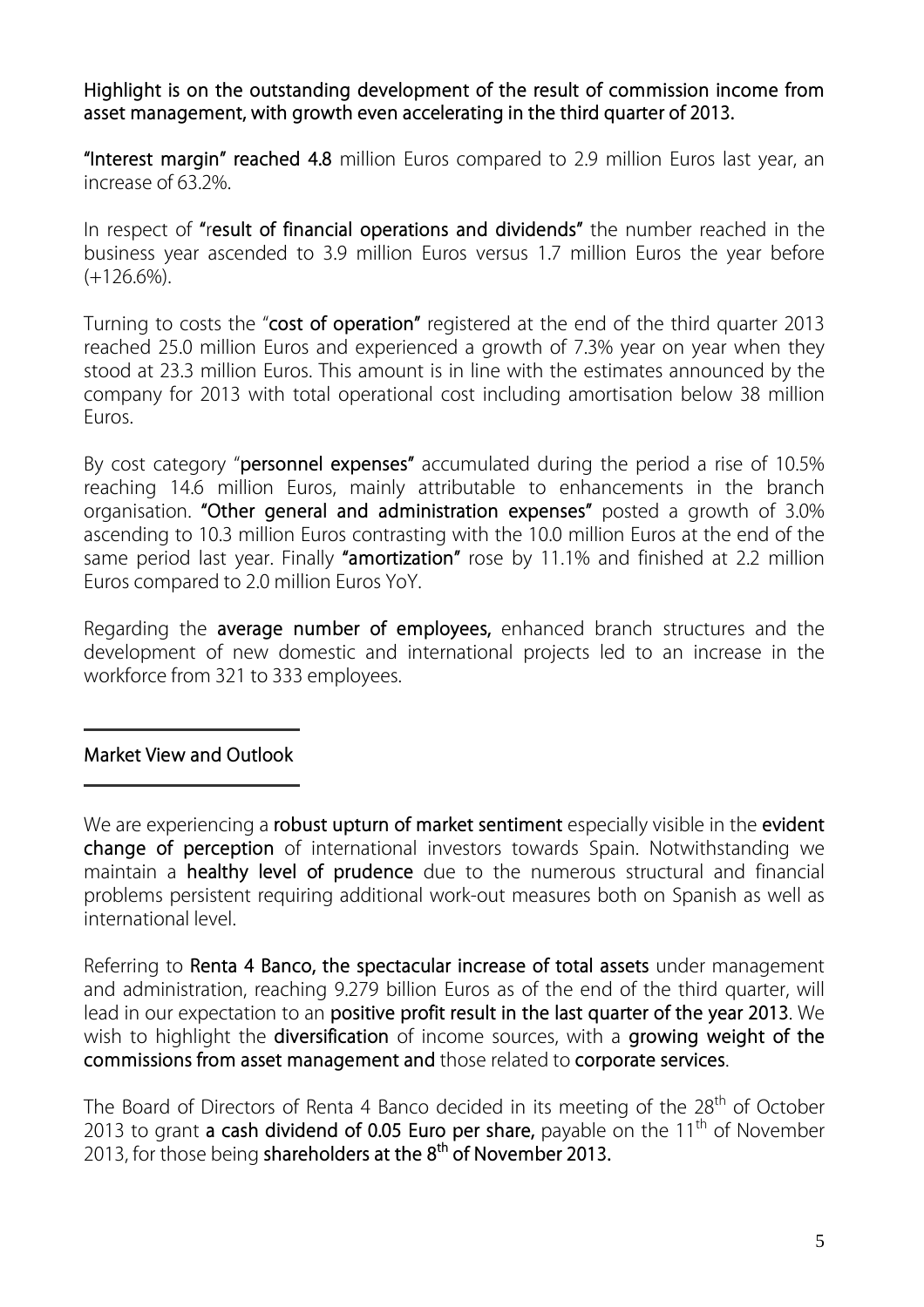**Highlight is on the outstanding development of the result of commission income from asset management, with growth even accelerating in the third quarter of 2013.**

**"Interest margin" reached 4.8** million Euros compared to 2.9 million Euros last year, an increase of 63.2%.

In respect of **"result of financial operations and dividends"** the number reached in the business year ascended to 3.9 million Euros versus 1.7 million Euros the year before (+126.6%).

Turning to costs the "**cost of operation"** registered at the end of the third quarter 2013 reached 25.0 million Euros and experienced a growth of 7.3% year on year when they stood at 23.3 million Euros. This amount is in line with the estimates announced by the company for 2013 with total operational cost including amortisation below 38 million Euros.

By cost category "**personnel expenses"** accumulated during the period a rise of 10.5% reaching 14.6 million Euros, mainly attributable to enhancements in the branch organisation. **"Other general and administration expenses"** posted a growth of 3.0% ascending to 10.3 million Euros contrasting with the 10.0 million Euros at the end of the same period last year. Finally **"amortization"** rose by 11.1% and finished at 2.2 million Euros compared to 2.0 million Euros YoY.

Regarding the **average number of employees,** enhanced branch structures and the development of new domestic and international projects led to an increase in the workforce from 321 to 333 employees.

## Market View and Outlook

We are experiencing a **robust upturn of market sentiment** especially visible in the **evident change of perception** of international investors towards Spain. Notwithstanding we maintain a **healthy level of prudence** due to the numerous structural and financial problems persistent requiring additional work-out measures both on Spanish as well as international level.

Referring to **Renta 4 Banco, the spectacular increase of total assets** under management and administration, reaching 9.279 billion Euros as of the end of the third quarter, will lead in our expectation to an **positive profit result in the last quarter of the year 2013**. We wish to highlight the **diversification** of income sources, with a **growing weight of the commissions from asset management and** those related to **corporate services**.

The Board of Directors of Renta 4 Banco decided in its meeting of the 28th of October 2013 to grant **a cash dividend of 0.05 Euro per share,** payable on the 11th of November 2013, for those being **shareholders at the 8th of November 2013.**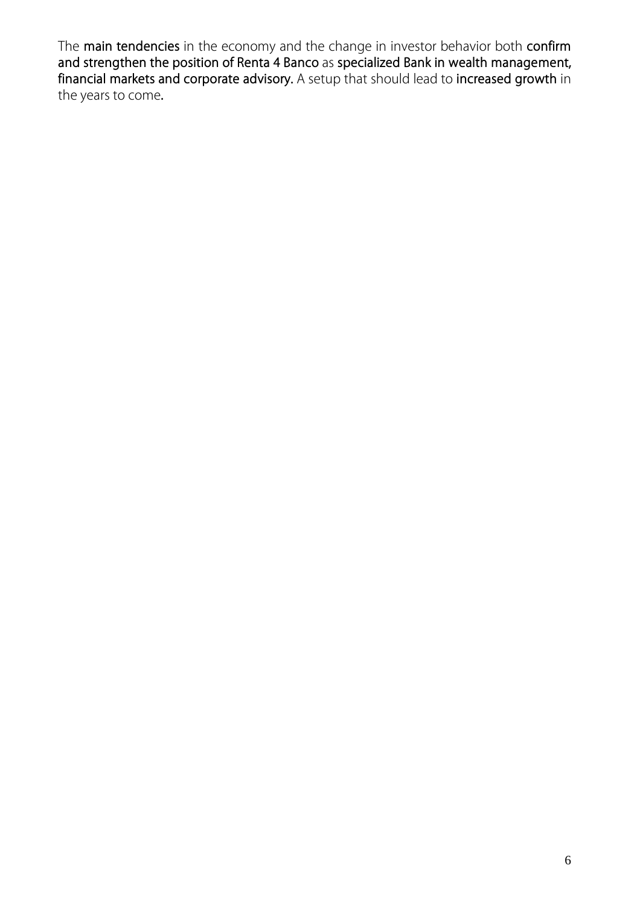The **main tendencies** in the economy and the change in investor behavior both **confirm and strengthen the position of Renta 4 Banco** as **specialized Bank in wealth management, financial markets and corporate advisory.** A setup that should lead to **increased growth** in the years to come.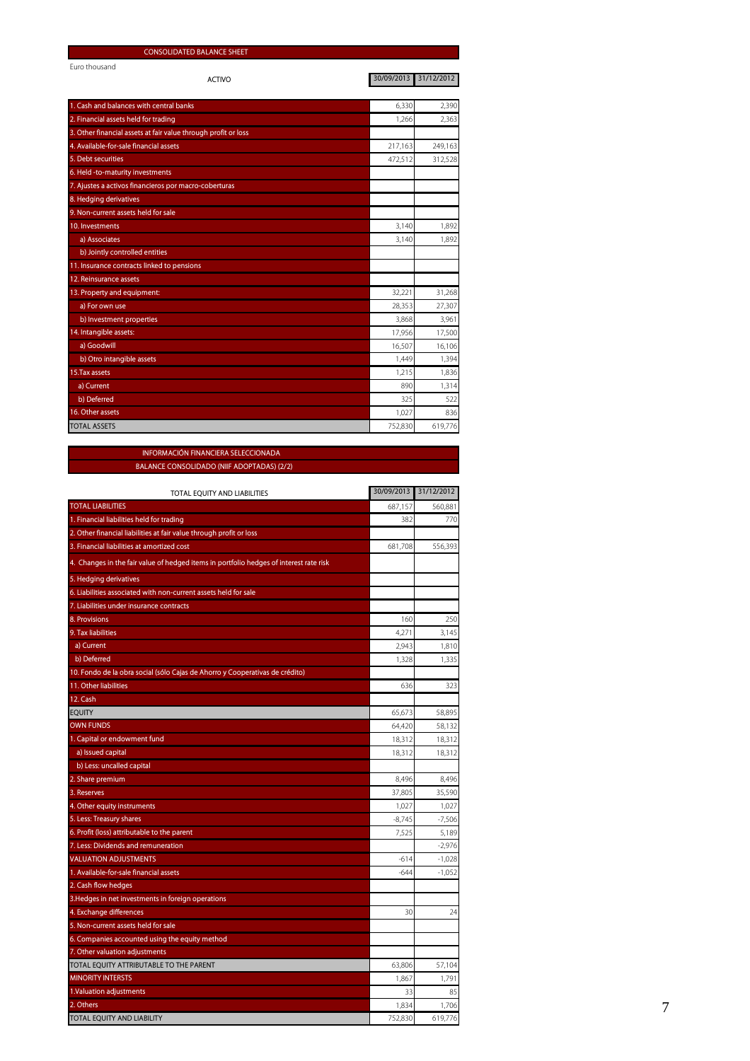## CONSOLIDATED BALANCE SHEET

Euro thousand

| ACTIVO | 30/09/2013 | 31/12/2012 |
|---|---|---|
| 1. Cash and balances with central banks | 6,330 | 2,390 |
| 2. Financial assets held for trading | 1,266 | 2,363 |
| 3. Other financial assets at fair value through profit or loss | | |
| 4. Available-for-sale financial assets | 217,163 | 249,163 |
| 5. Debt securities | 472,512 | 312,528 |
| 6. Held -to-maturity investments | | |
| 7. Ajustes a activos financieros por macro-coberturas | | |
| 8. Hedging derivatives | | |
| 9. Non-current assets held for sale | | |
| 10. Investments | 3,140 | 1,892 |
| a) Associates | 3,140 | 1,892 |
| b) Jointly controlled entities | | |
| 11. Insurance contracts linked to pensions | | |
| 12. Reinsurance assets | | |
| 13. Property and equipment: | 32,221 | 31,268 |
| a) For own use | 28,353 | 27,307 |
| b) Investment properties | 3,868 | 3,961 |
| 14. Intangible assets: | 17,956 | 17,500 |
| a) Goodwill | 16,507 | 16,106 |
| b) Otro intangible assets | 1,449 | 1,394 |
| 15.Tax assets | 1,215 | 1,836 |
| a) Current | 890 | 1,314 |
| b) Deferred | 325 | 522 |
| 16. Other assets | 1,027 | 836 |
| TOTAL ASSETS | 752,830 | 619,776 |

## INFORMACIÓN FINANCIERA SELECCIONADA
## BALANCE CONSOLIDADO (NIIF ADOPTADAS) (2/2)

| TOTAL EQUITY AND LIABILITIES | 30/09/2013 | 31/12/2012 |
|---|---|---|
| TOTAL LIABILITIES | 687,157 | 560,881 |
| 1. Financial liabilities held for trading | 382 | 770 |
| 2. Other financial liabilities at fair value through profit or loss | | |
| 3. Financial liabilities at amortized cost | 681,708 | 556,393 |
| 4. Changes in the fair value of hedged items in portfolio hedges of interest rate risk | | |
| 5. Hedging derivatives | | |
| 6. Liabilities associated with non-current assets held for sale | | |
| 7. Liabilities under insurance contracts | | |
| 8. Provisions | 160 | 250 |
| 9. Tax liabilities | 4,271 | 3,145 |
| a) Current | 2,943 | 1,810 |
| b) Deferred | 1,328 | 1,335 |
| 10. Fondo de la obra social (sólo Cajas de Ahorro y Cooperativas de crédito) | | |
| 11. Other liabilities | 636 | 323 |
| 12. Cash | | |
| EQUITY | 65,673 | 58,895 |
| OWN FUNDS | 64,420 | 58,132 |
| 1. Capital or endowment fund | 18,312 | 18,312 |
| a) Issued capital | 18,312 | 18,312 |
| b) Less: uncalled capital | | |
| 2. Share premium | 8,496 | 8,496 |
| 3. Reserves | 37,805 | 35,590 |
| 4. Other equity instruments | 1,027 | 1,027 |
| 5. Less: Treasury shares | -8,745 | -7,506 |
| 6. Profit (loss) attributable to the parent | 7,525 | 5,189 |
| 7. Less: Dividends and remuneration | | -2,976 |
| VALUATION ADJUSTMENTS | -614 | -1,028 |
| 1. Available-for-sale financial assets | -644 | -1,052 |
| 2. Cash flow hedges | | |
| 3.Hedges in net investments in foreign operations | | |
| 4. Exchange differences | 30 | 24 |
| 5. Non-current assets held for sale | | |
| 6. Companies accounted using the equity method | | |
| 7. Other valuation adjustments | | |
| TOTAL EQUITY ATTRIBUTABLE TO THE PARENT | 63,806 | 57,104 |
| MINORITY INTERSTS | 1,867 | 1,791 |
| 1.Valuation adjustments | 33 | 85 |
| 2. Others | 1,834 | 1,706 |
| TOTAL EQUITY AND LIABILITY | 752,830 | 619,776 |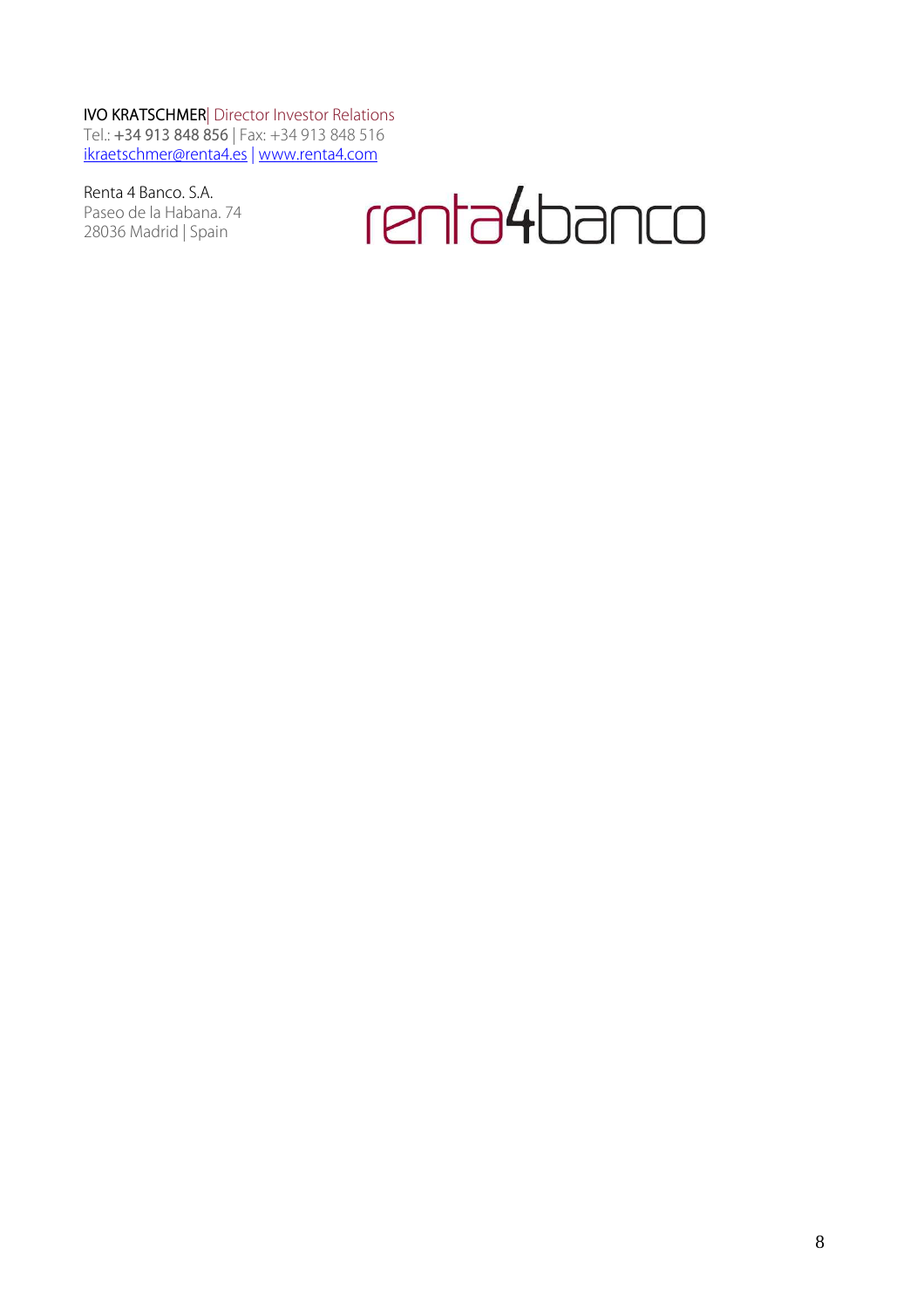**IVO KRATSCHMER**| Director Investor Relations
Tel.: **+34 913 848 856** | Fax: +34 913 848 516
ikraetschmer@renta4.es | www.renta4.com

Renta 4 Banco. S.A.
Paseo de la Habana. 74
28036 Madrid | Spain

renta4banco